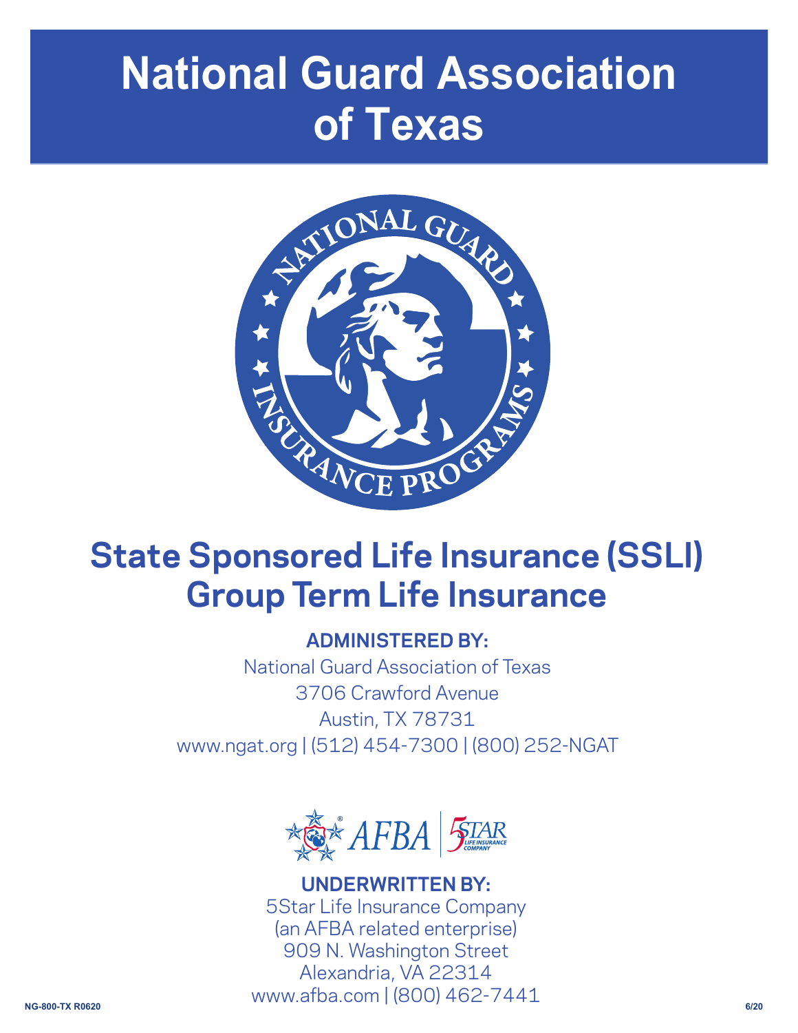# National Guard Association of Texas

## State Sponsored Life Insurance (SSLI) Group Term Life Insurance

**ADMINISTERED BY:**

National Guard Association of Texas
3706 Crawford Avenue
Austin, TX 78731
www.ngat.org | (512) 454-7300 | (800) 252-NGAT

**UNDERWRITTEN BY:**

5Star Life Insurance Company
(an AFBA related enterprise)
909 N. Washington Street
Alexandria, VA 22314
www.afba.com | (800) 462-7441

NG-800-TX R0620

6/20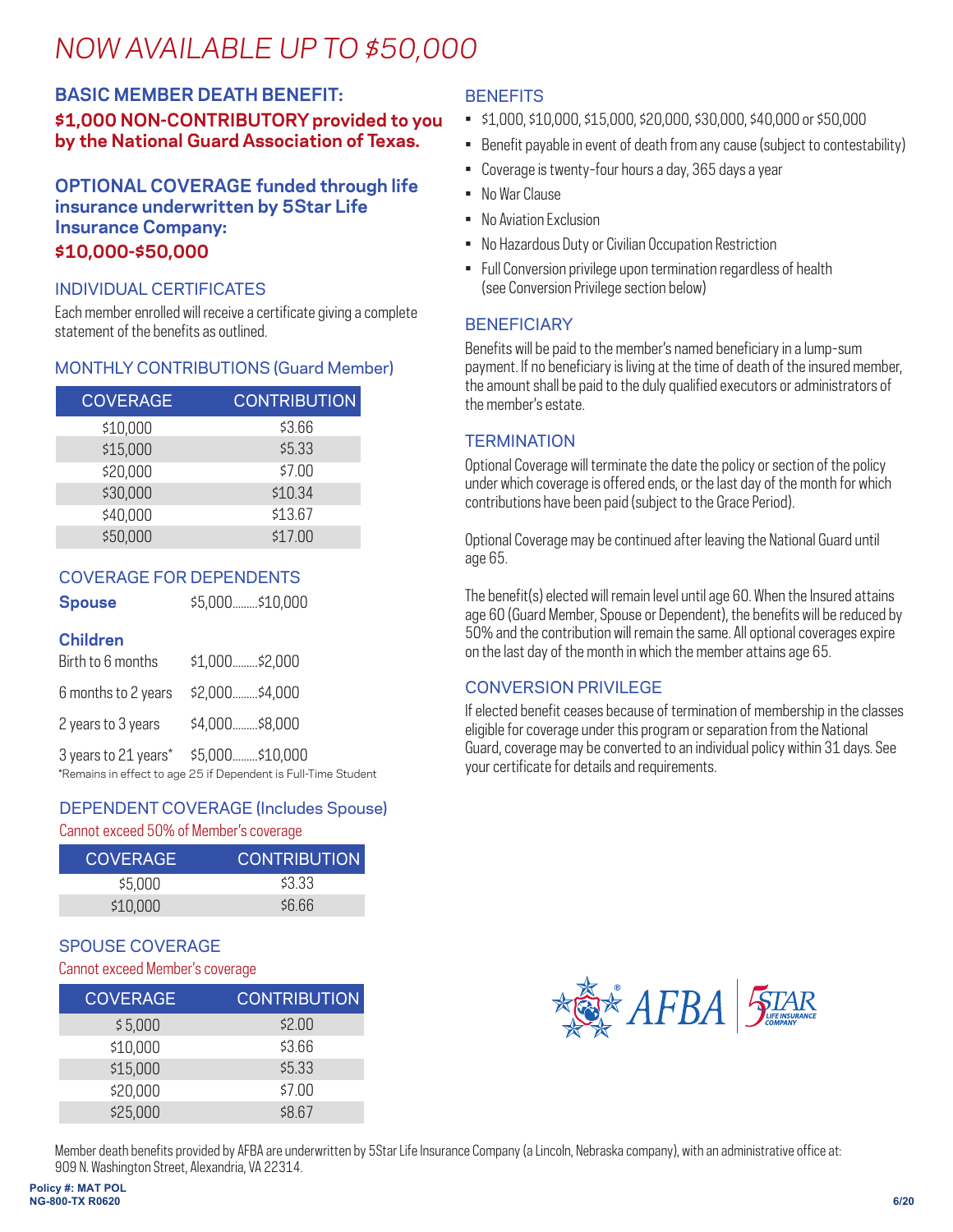# NOW AVAILABLE UP TO $50,000

## BASIC MEMBER DEATH BENEFIT:

**$1,000 NON-CONTRIBUTORY provided to you by the National Guard Association of Texas.**

## OPTIONAL COVERAGE funded through life insurance underwritten by 5Star Life Insurance Company:

**$10,000-$50,000**

### INDIVIDUAL CERTIFICATES

Each member enrolled will receive a certificate giving a complete statement of the benefits as outlined.

### MONTHLY CONTRIBUTIONS (Guard Member)

| COVERAGE | CONTRIBUTION |
|---|---|
| $10,000 | $3.66 |
| $15,000 | $5.33 |
| $20,000 | $7.00 |
| $30,000 | $10.34 |
| $40,000 | $13.67 |
| $50,000 | $17.00 |

### COVERAGE FOR DEPENDENTS

**Spouse** $5,000.........$10,000

**Children**

Birth to 6 months $1,000.........$2,000

6 months to 2 years $2,000.........$4,000

2 years to 3 years $4,000.........$8,000

3 years to 21 years* $5,000.........$10,000

*Remains in effect to age 25 if Dependent is Full-Time Student

### DEPENDENT COVERAGE (Includes Spouse)

Cannot exceed 50% of Member's coverage

| COVERAGE | CONTRIBUTION |
|---|---|
| $5,000 | $3.33 |
| $10,000 | $6.66 |

### SPOUSE COVERAGE

Cannot exceed Member's coverage

| COVERAGE | CONTRIBUTION |
|---|---|
| $ 5,000 | $2.00 |
| $10,000 | $3.66 |
| $15,000 | $5.33 |
| $20,000 | $7.00 |
| $25,000 | $8.67 |

### BENEFITS

- $1,000, $10,000, $15,000, $20,000, $30,000, $40,000 or $50,000
- Benefit payable in event of death from any cause (subject to contestability)
- Coverage is twenty-four hours a day, 365 days a year
- No War Clause
- No Aviation Exclusion
- No Hazardous Duty or Civilian Occupation Restriction
- Full Conversion privilege upon termination regardless of health (see Conversion Privilege section below)

### BENEFICIARY

Benefits will be paid to the member's named beneficiary in a lump-sum payment. If no beneficiary is living at the time of death of the insured member, the amount shall be paid to the duly qualified executors or administrators of the member's estate.

### TERMINATION

Optional Coverage will terminate the date the policy or section of the policy under which coverage is offered ends, or the last day of the month for which contributions have been paid (subject to the Grace Period).

Optional Coverage may be continued after leaving the National Guard until age 65.

The benefit(s) elected will remain level until age 60. When the Insured attains age 60 (Guard Member, Spouse or Dependent), the benefits will be reduced by 50% and the contribution will remain the same. All optional coverages expire on the last day of the month in which the member attains age 65.

### CONVERSION PRIVILEGE

If elected benefit ceases because of termination of membership in the classes eligible for coverage under this program or separation from the National Guard, coverage may be converted to an individual policy within 31 days. See your certificate for details and requirements.

AFBA | 5STAR LIFE INSURANCE COMPANY

Member death benefits provided by AFBA are underwritten by 5Star Life Insurance Company (a Lincoln, Nebraska company), with an administrative office at: 909 N. Washington Street, Alexandria, VA 22314.

Policy #: MAT POL
NG-800-TX R0620

6/20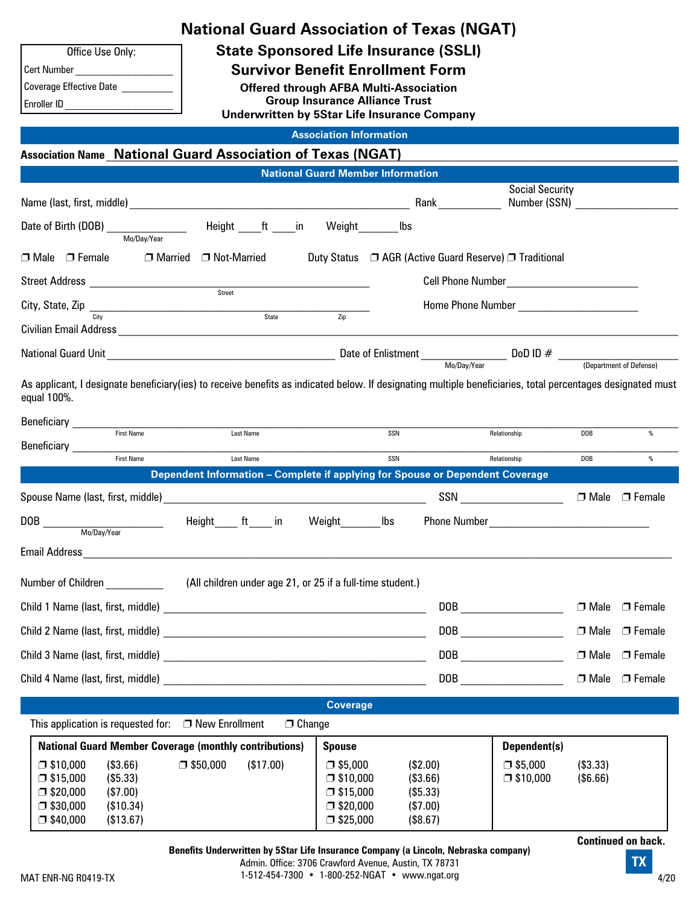# National Guard Association of Texas (NGAT)

## State Sponsored Life Insurance (SSLI)

## Survivor Benefit Enrollment Form

**Offered through AFBA Multi-Association Group Insurance Alliance Trust**
**Underwritten by 5Star Life Insurance Company**

Office Use Only:
Cert Number ___________________
Coverage Effective Date __________
Enroller ID ____________________

### Association Information

**Association Name** National Guard Association of Texas (NGAT)

### National Guard Member Information

Name (last, first, middle) ____________________ Rank __________ Social Security Number (SSN) ________________

Date of Birth (DOB) ____________ (Mo/Day/Year) Height ____ft ____in Weight_______lbs

❒ Male ❒ Female ❒ Married ❒ Not-Married Duty Status ❒ AGR (Active Guard Reserve) ❒ Traditional

Street Address ____________________ (Street) Cell Phone Number ____________________

City, State, Zip ____________________ (City, State, Zip) Home Phone Number ____________________

Civilian Email Address ________________________________________

National Guard Unit ____________________ Date of Enlistment ____________ (Mo/Day/Year) DoD ID # ____________ (Department of Defense)

As applicant, I designate beneficiary(ies) to receive benefits as indicated below. If designating multiple beneficiaries, total percentages designated must equal 100%.

Beneficiary ________________________________________
First Name | Last Name | SSN | Relationship | DOB | %

Beneficiary ________________________________________
First Name | Last Name | SSN | Relationship | DOB | %

### Dependent Information – Complete if applying for Spouse or Dependent Coverage

Spouse Name (last, first, middle) ____________________ SSN ______________ ❒ Male ❒ Female

DOB ______________ (Mo/Day/Year) Height____ ft____ in Weight_______lbs Phone Number ____________________

Email Address ________________________________________

Number of Children __________ (All children under age 21, or 25 if a full-time student.)

Child 1 Name (last, first, middle) ____________________ DOB ______________ ❒ Male ❒ Female

Child 2 Name (last, first, middle) ____________________ DOB ______________ ❒ Male ❒ Female

Child 3 Name (last, first, middle) ____________________ DOB ______________ ❒ Male ❒ Female

Child 4 Name (last, first, middle) ____________________ DOB ______________ ❒ Male ❒ Female

### Coverage

This application is requested for: ❒ New Enrollment ❒ Change

| National Guard Member Coverage (monthly contributions) | | | | Spouse | | Dependent(s) | |
|---|---|---|---|---|---|---|---|
| ❒ $10,000 | ($3.66) | ❒ $50,000 | ($17.00) | ❒ $5,000 | ($2.00) | ❒ $5,000 | ($3.33) |
| ❒ $15,000 | ($5.33) | | | ❒ $10,000 | ($3.66) | ❒ $10,000 | ($6.66) |
| ❒ $20,000 | ($7.00) | | | ❒ $15,000 | ($5.33) | | |
| ❒ $30,000 | ($10.34) | | | ❒ $20,000 | ($7.00) | | |
| ❒ $40,000 | ($13.67) | | | ❒ $25,000 | ($8.67) | | |

**Continued on back.**

**Benefits Underwritten by 5Star Life Insurance Company (a Lincoln, Nebraska company)**
Admin. Office: 3706 Crawford Avenue, Austin, TX 78731
1-512-454-7300 • 1-800-252-NGAT • www.ngat.org

MAT ENR-NG R0419-TX TX 4/20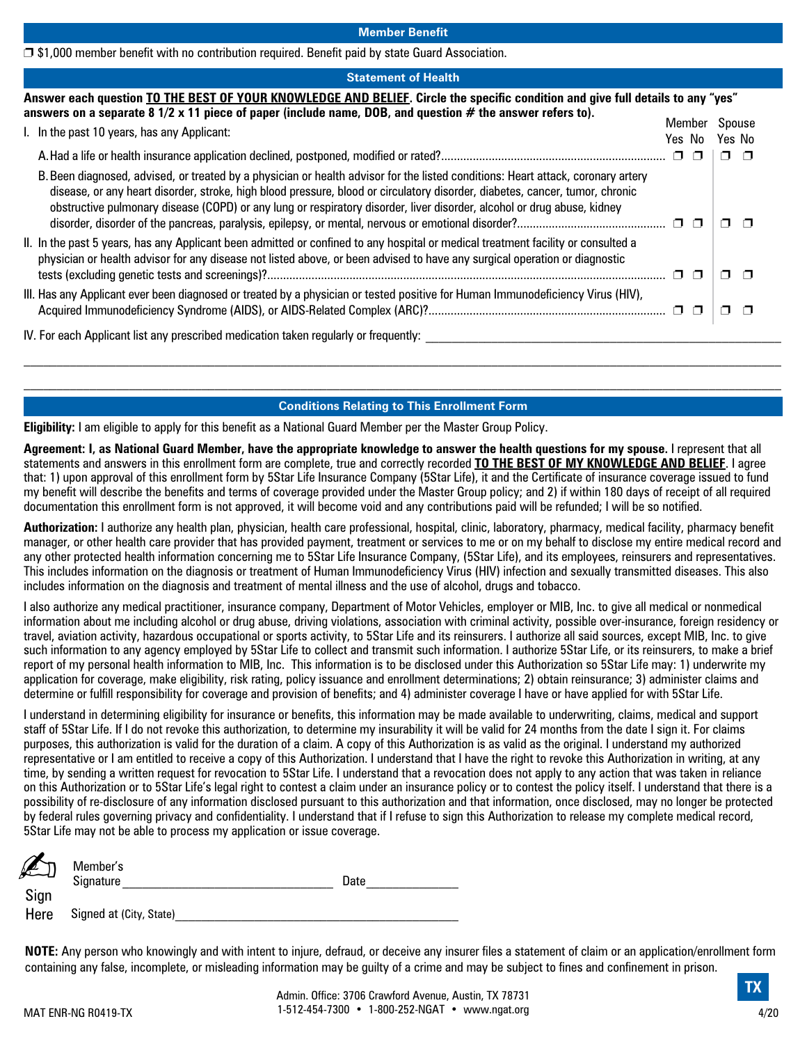## Member Benefit

❒ $1,000 member benefit with no contribution required. Benefit paid by state Guard Association.

## Statement of Health

**Answer each question TO THE BEST OF YOUR KNOWLEDGE AND BELIEF. Circle the specific condition and give full details to any "yes" answers on a separate 8 1/2 x 11 piece of paper (include name, DOB, and question # the answer refers to).**

| Question | Member Yes | Member No | Spouse Yes | Spouse No |
|---|---|---|---|---|
| I. In the past 10 years, has any Applicant: | | | | |
| A. Had a life or health insurance application declined, postponed, modified or rated? | ❒ | ❒ | ❒ | ❒ |
| B. Been diagnosed, advised, or treated by a physician or health advisor for the listed conditions: Heart attack, coronary artery disease, or any heart disorder, stroke, high blood pressure, blood or circulatory disorder, diabetes, cancer, tumor, chronic obstructive pulmonary disease (COPD) or any lung or respiratory disorder, liver disorder, alcohol or drug abuse, kidney disorder, disorder of the pancreas, paralysis, epilepsy, or mental, nervous or emotional disorder? | ❒ | ❒ | ❒ | ❒ |
| II. In the past 5 years, has any Applicant been admitted or confined to any hospital or medical treatment facility or consulted a physician or health advisor for any disease not listed above, or been advised to have any surgical operation or diagnostic tests (excluding genetic tests and screenings)? | ❒ | ❒ | ❒ | ❒ |
| III. Has any Applicant ever been diagnosed or treated by a physician or tested positive for Human Immunodeficiency Virus (HIV), Acquired Immunodeficiency Syndrome (AIDS), or AIDS-Related Complex (ARC)? | ❒ | ❒ | ❒ | ❒ |

IV. For each Applicant list any prescribed medication taken regularly or frequently: ______________________________

______________________________________________________________________

______________________________________________________________________

## Conditions Relating to This Enrollment Form

**Eligibility:** I am eligible to apply for this benefit as a National Guard Member per the Master Group Policy.

**Agreement: I, as National Guard Member, have the appropriate knowledge to answer the health questions for my spouse.** I represent that all statements and answers in this enrollment form are complete, true and correctly recorded **TO THE BEST OF MY KNOWLEDGE AND BELIEF**. I agree that: 1) upon approval of this enrollment form by 5Star Life Insurance Company (5Star Life), it and the Certificate of insurance coverage issued to fund my benefit will describe the benefits and terms of coverage provided under the Master Group policy; and 2) if within 180 days of receipt of all required documentation this enrollment form is not approved, it will become void and any contributions paid will be refunded; I will be so notified.

**Authorization:** I authorize any health plan, physician, health care professional, hospital, clinic, laboratory, pharmacy, medical facility, pharmacy benefit manager, or other health care provider that has provided payment, treatment or services to me or on my behalf to disclose my entire medical record and any other protected health information concerning me to 5Star Life Insurance Company, (5Star Life), and its employees, reinsurers and representatives. This includes information on the diagnosis or treatment of Human Immunodeficiency Virus (HIV) infection and sexually transmitted diseases. This also includes information on the diagnosis and treatment of mental illness and the use of alcohol, drugs and tobacco.

I also authorize any medical practitioner, insurance company, Department of Motor Vehicles, employer or MIB, Inc. to give all medical or nonmedical information about me including alcohol or drug abuse, driving violations, association with criminal activity, possible over-insurance, foreign residency or travel, aviation activity, hazardous occupational or sports activity, to 5Star Life and its reinsurers. I authorize all said sources, except MIB, Inc. to give such information to any agency employed by 5Star Life to collect and transmit such information. I authorize 5Star Life, or its reinsurers, to make a brief report of my personal health information to MIB, Inc. This information is to be disclosed under this Authorization so 5Star Life may: 1) underwrite my application for coverage, make eligibility, risk rating, policy issuance and enrollment determinations; 2) obtain reinsurance; 3) administer claims and determine or fulfill responsibility for coverage and provision of benefits; and 4) administer coverage I have or have applied for with 5Star Life.

I understand in determining eligibility for insurance or benefits, this information may be made available to underwriting, claims, medical and support staff of 5Star Life. If I do not revoke this authorization, to determine my insurability it will be valid for 24 months from the date I sign it. For claims purposes, this authorization is valid for the duration of a claim. A copy of this Authorization is as valid as the original. I understand my authorized representative or I am entitled to receive a copy of this Authorization. I understand that I have the right to revoke this Authorization in writing, at any time, by sending a written request for revocation to 5Star Life. I understand that a revocation does not apply to any action that was taken in reliance on this Authorization or to 5Star Life's legal right to contest a claim under an insurance policy or to contest the policy itself. I understand that there is a possibility of re-disclosure of any information disclosed pursuant to this authorization and that information, once disclosed, may no longer be protected by federal rules governing privacy and confidentiality. I understand that if I refuse to sign this Authorization to release my complete medical record, 5Star Life may not be able to process my application or issue coverage.

Sign Here

Member's Signature ______________________________ Date ______________

Signed at (City, State) ________________________________________

**NOTE:** Any person who knowingly and with intent to injure, defraud, or deceive any insurer files a statement of claim or an application/enrollment form containing any false, incomplete, or misleading information may be guilty of a crime and may be subject to fines and confinement in prison.

MAT ENR-NG R0419-TX

Admin. Office: 3706 Crawford Avenue, Austin, TX 78731
1-512-454-7300 • 1-800-252-NGAT • www.ngat.org

TX

4/20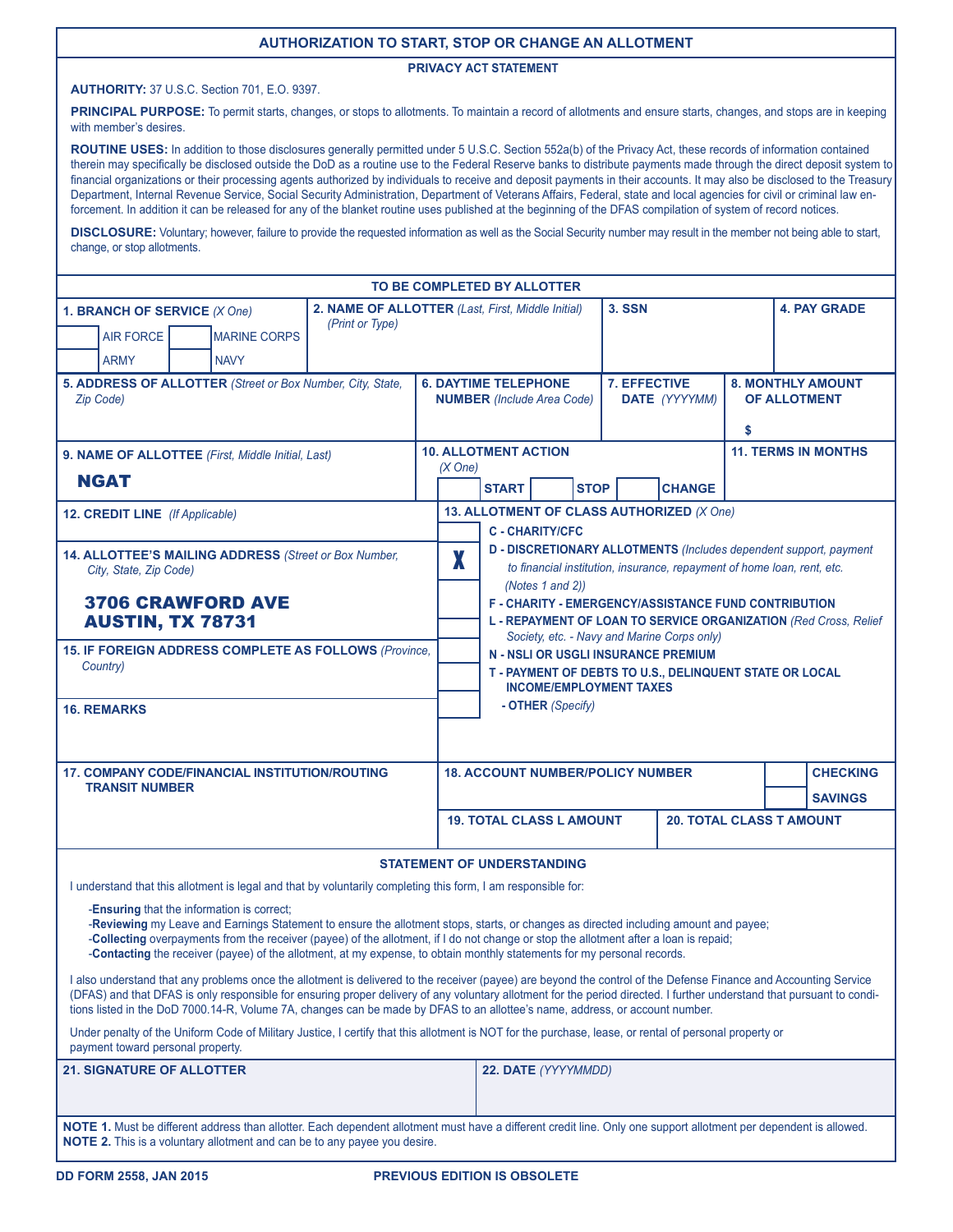# AUTHORIZATION TO START, STOP OR CHANGE AN ALLOTMENT

## PRIVACY ACT STATEMENT

**AUTHORITY:** 37 U.S.C. Section 701, E.O. 9397.

**PRINCIPAL PURPOSE:** To permit starts, changes, or stops to allotments. To maintain a record of allotments and ensure starts, changes, and stops are in keeping with member's desires.

**ROUTINE USES:** In addition to those disclosures generally permitted under 5 U.S.C. Section 552a(b) of the Privacy Act, these records of information contained therein may specifically be disclosed outside the DoD as a routine use to the Federal Reserve banks to distribute payments made through the direct deposit system to financial organizations or their processing agents authorized by individuals to receive and deposit payments in their accounts. It may also be disclosed to the Treasury Department, Internal Revenue Service, Social Security Administration, Department of Veterans Affairs, Federal, state and local agencies for civil or criminal law enforcement. In addition it can be released for any of the blanket routine uses published at the beginning of the DFAS compilation of system of record notices.

**DISCLOSURE:** Voluntary; however, failure to provide the requested information as well as the Social Security number may result in the member not being able to start, change, or stop allotments.

## TO BE COMPLETED BY ALLOTTER

**1. BRANCH OF SERVICE** *(X One)*
- [ ] AIR FORCE
- [ ] MARINE CORPS
- [ ] ARMY
- [ ] NAVY

**2. NAME OF ALLOTTER** *(Last, First, Middle Initial) (Print or Type)*

**3. SSN**

**4. PAY GRADE**

**5. ADDRESS OF ALLOTTER** *(Street or Box Number, City, State, Zip Code)*

**6. DAYTIME TELEPHONE NUMBER** *(Include Area Code)*

**7. EFFECTIVE DATE** *(YYYYMM)*

**8. MONTHLY AMOUNT OF ALLOTMENT**

$

**9. NAME OF ALLOTTEE** *(First, Middle Initial, Last)*

NGAT

**10. ALLOTMENT ACTION** *(X One)*
- [ ] START
- [ ] STOP
- [ ] CHANGE

**11. TERMS IN MONTHS**

**12. CREDIT LINE** *(If Applicable)*

**13. ALLOTMENT OF CLASS AUTHORIZED** *(X One)*
- [ ] C - CHARITY/CFC
- [X] D - DISCRETIONARY ALLOTMENTS *(Includes dependent support, payment to financial institution, insurance, repayment of home loan, rent, etc. (Notes 1 and 2))*
- [ ] F - CHARITY - EMERGENCY/ASSISTANCE FUND CONTRIBUTION
- [ ] L - REPAYMENT OF LOAN TO SERVICE ORGANIZATION *(Red Cross, Relief Society, etc. - Navy and Marine Corps only)*
- [ ] N - NSLI OR USGLI INSURANCE PREMIUM
- [ ] T - PAYMENT OF DEBTS TO U.S., DELINQUENT STATE OR LOCAL INCOME/EMPLOYMENT TAXES
- [ ] - OTHER *(Specify)*

**14. ALLOTTEE'S MAILING ADDRESS** *(Street or Box Number, City, State, Zip Code)*

3706 CRAWFORD AVE
AUSTIN, TX 78731

**15. IF FOREIGN ADDRESS COMPLETE AS FOLLOWS** *(Province, Country)*

**16. REMARKS**

**17. COMPANY CODE/FINANCIAL INSTITUTION/ROUTING TRANSIT NUMBER**

**18. ACCOUNT NUMBER/POLICY NUMBER**
- [ ] CHECKING
- [ ] SAVINGS

**19. TOTAL CLASS L AMOUNT**

**20. TOTAL CLASS T AMOUNT**

## STATEMENT OF UNDERSTANDING

I understand that this allotment is legal and that by voluntarily completing this form, I am responsible for:

-**Ensuring** that the information is correct;
-**Reviewing** my Leave and Earnings Statement to ensure the allotment stops, starts, or changes as directed including amount and payee;
-**Collecting** overpayments from the receiver (payee) of the allotment, if I do not change or stop the allotment after a loan is repaid;
-**Contacting** the receiver (payee) of the allotment, at my expense, to obtain monthly statements for my personal records.

I also understand that any problems once the allotment is delivered to the receiver (payee) are beyond the control of the Defense Finance and Accounting Service (DFAS) and that DFAS is only responsible for ensuring proper delivery of any voluntary allotment for the period directed. I further understand that pursuant to conditions listed in the DoD 7000.14-R, Volume 7A, changes can be made by DFAS to an allottee's name, address, or account number.

Under penalty of the Uniform Code of Military Justice, I certify that this allotment is NOT for the purchase, lease, or rental of personal property or payment toward personal property.

**21. SIGNATURE OF ALLOTTER**

**22. DATE** *(YYYYMMDD)*

**NOTE 1.** Must be different address than allotter. Each dependent allotment must have a different credit line. Only one support allotment per dependent is allowed.
**NOTE 2.** This is a voluntary allotment and can be to any payee you desire.

DD FORM 2558, JAN 2015 PREVIOUS EDITION IS OBSOLETE